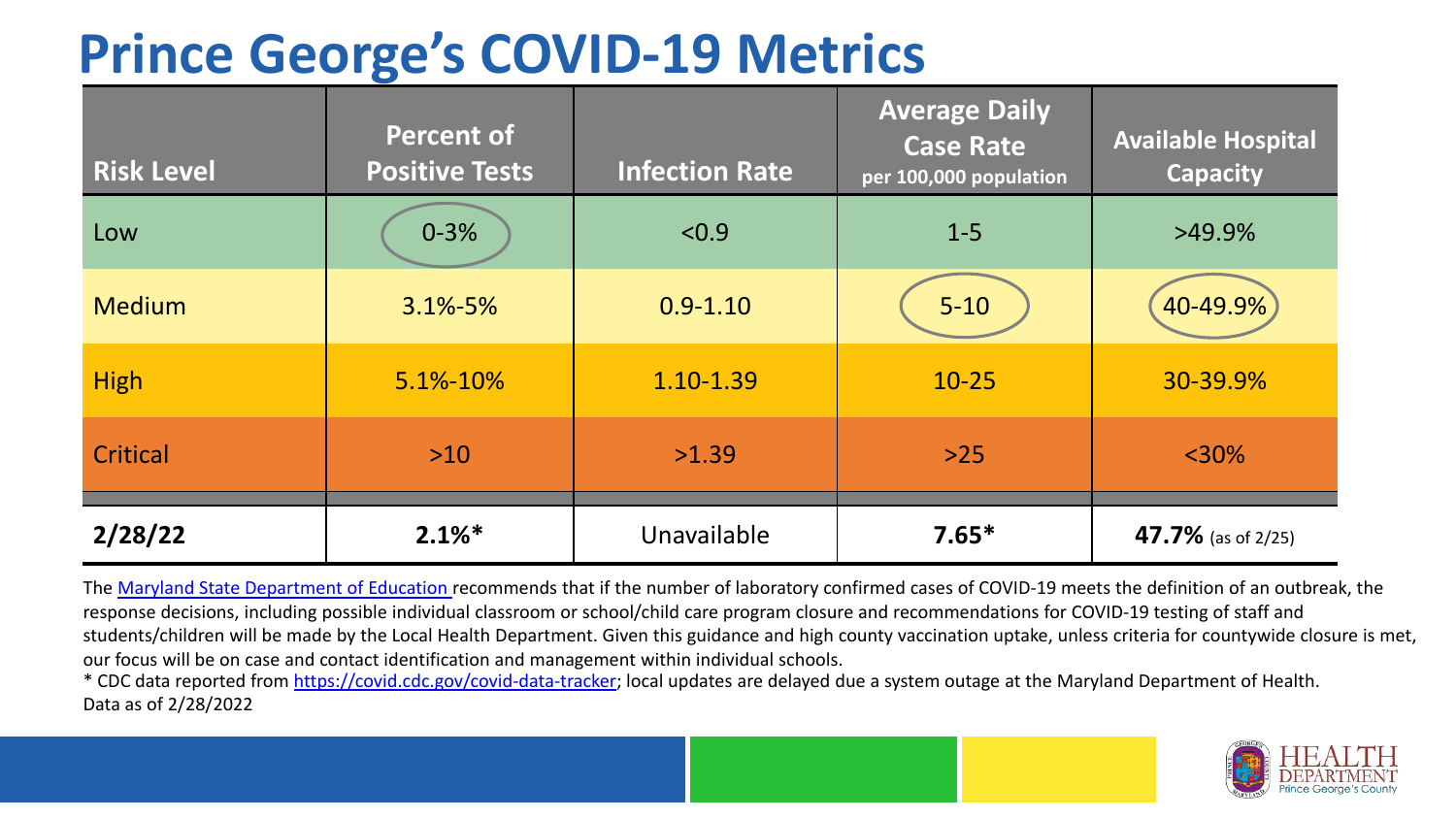# Prince George's COVID-19 Metrics

| Risk Level | Percent of Positive Tests | Infection Rate | Average Daily Case Rate per 100,000 population | Available Hospital Capacity |
|---|---|---|---|---|
| Low | 0-3% | <0.9 | 1-5 | >49.9% |
| Medium | 3.1%-5% | 0.9-1.10 | 5-10 | 40-49.9% |
| High | 5.1%-10% | 1.10-1.39 | 10-25 | 30-39.9% |
| Critical | >10 | >1.39 | >25 | <30% |
| **2/28/22** | **2.1%*** | Unavailable | **7.65*** | **47.7%** (as of 2/25) |

The Maryland State Department of Education recommends that if the number of laboratory confirmed cases of COVID-19 meets the definition of an outbreak, the response decisions, including possible individual classroom or school/child care program closure and recommendations for COVID-19 testing of staff and students/children will be made by the Local Health Department. Given this guidance and high county vaccination uptake, unless criteria for countywide closure is met, our focus will be on case and contact identification and management within individual schools.

* CDC data reported from https://covid.cdc.gov/covid-data-tracker; local updates are delayed due a system outage at the Maryland Department of Health.

Data as of 2/28/2022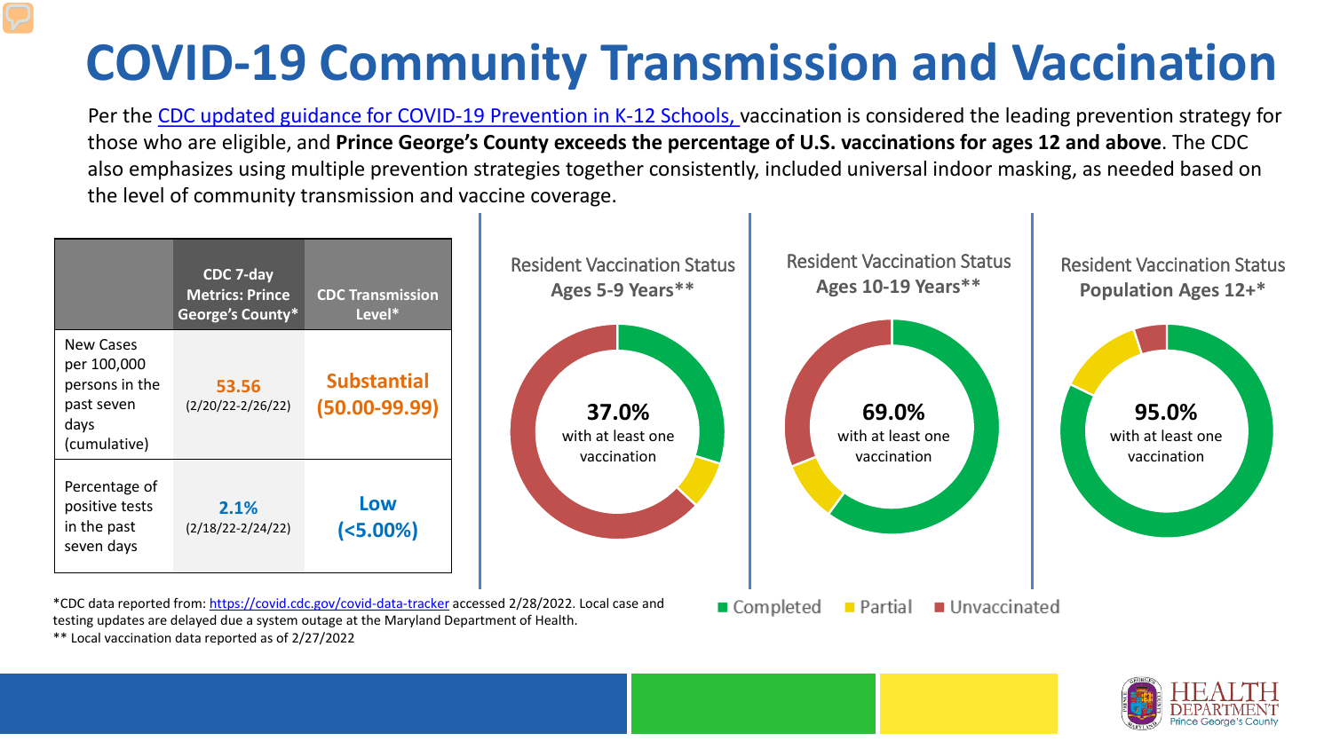# COVID-19 Community Transmission and Vaccination

Per the CDC updated guidance for COVID-19 Prevention in K-12 Schools, vaccination is considered the leading prevention strategy for those who are eligible, and **Prince George's County exceeds the percentage of U.S. vaccinations for ages 12 and above**. The CDC also emphasizes using multiple prevention strategies together consistently, included universal indoor masking, as needed based on the level of community transmission and vaccine coverage.

| | CDC 7-day Metrics: Prince George's County* | CDC Transmission Level* |
|---|---|---|
| New Cases per 100,000 persons in the past seven days (cumulative) | **53.56** (2/20/22-2/26/22) | **Substantial (50.00-99.99)** |
| Percentage of positive tests in the past seven days | **2.1%** (2/18/22-2/24/22) | **Low (<5.00%)** |

**Resident Vaccination Status Ages 5-9 Years****

**37.0%** with at least one vaccination

**Resident Vaccination Status Ages 10-19 Years****

**69.0%** with at least one vaccination

**Resident Vaccination Status Population Ages 12+***

**95.0%** with at least one vaccination

■ Completed ■ Partial ■ Unvaccinated

*CDC data reported from: https://covid.cdc.gov/covid-data-tracker accessed 2/28/2022. Local case and testing updates are delayed due a system outage at the Maryland Department of Health.

** Local vaccination data reported as of 2/27/2022

HEALTH DEPARTMENT Prince George's County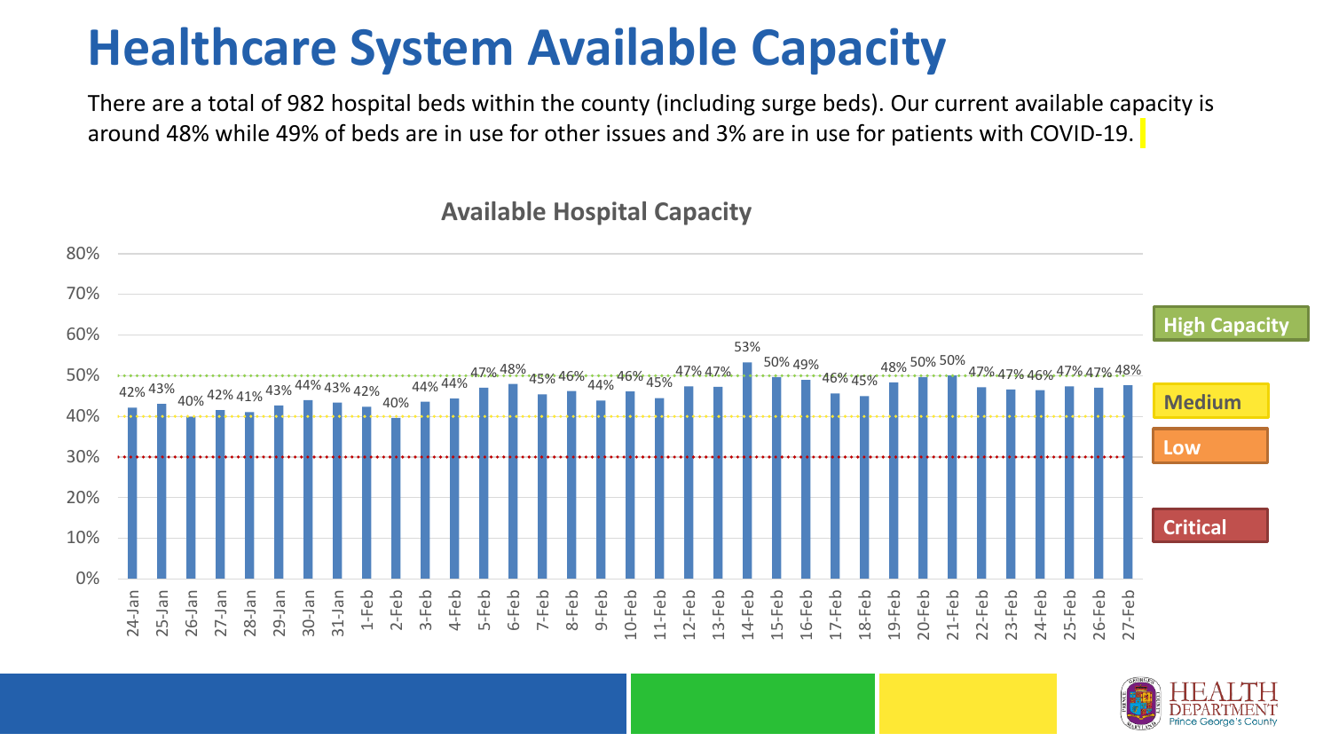# Healthcare System Available Capacity

There are a total of 982 hospital beds within the county (including surge beds). Our current available capacity is around 48% while 49% of beds are in use for other issues and 3% are in use for patients with COVID-19.

Available Hospital Capacity

80%
70%
60%
50%
40%
30%
20%
10%
0%

42% 43% 40% 42% 41% 43% 44% 43% 42% 40% 44% 44% 47% 48% 45% 46% 44% 46% 45% 47% 47% 53% 50% 49% 46% 45% 48% 50% 50% 47% 47% 46% 47% 47% 48%

24-Jan 25-Jan 26-Jan 27-Jan 28-Jan 29-Jan 30-Jan 31-Jan 1-Feb 2-Feb 3-Feb 4-Feb 5-Feb 6-Feb 7-Feb 8-Feb 9-Feb 10-Feb 11-Feb 12-Feb 13-Feb 14-Feb 15-Feb 16-Feb 17-Feb 18-Feb 19-Feb 20-Feb 21-Feb 22-Feb 23-Feb 24-Feb 25-Feb 26-Feb 27-Feb

High Capacity

Medium

Low

Critical

HEALTH DEPARTMENT Prince George's County